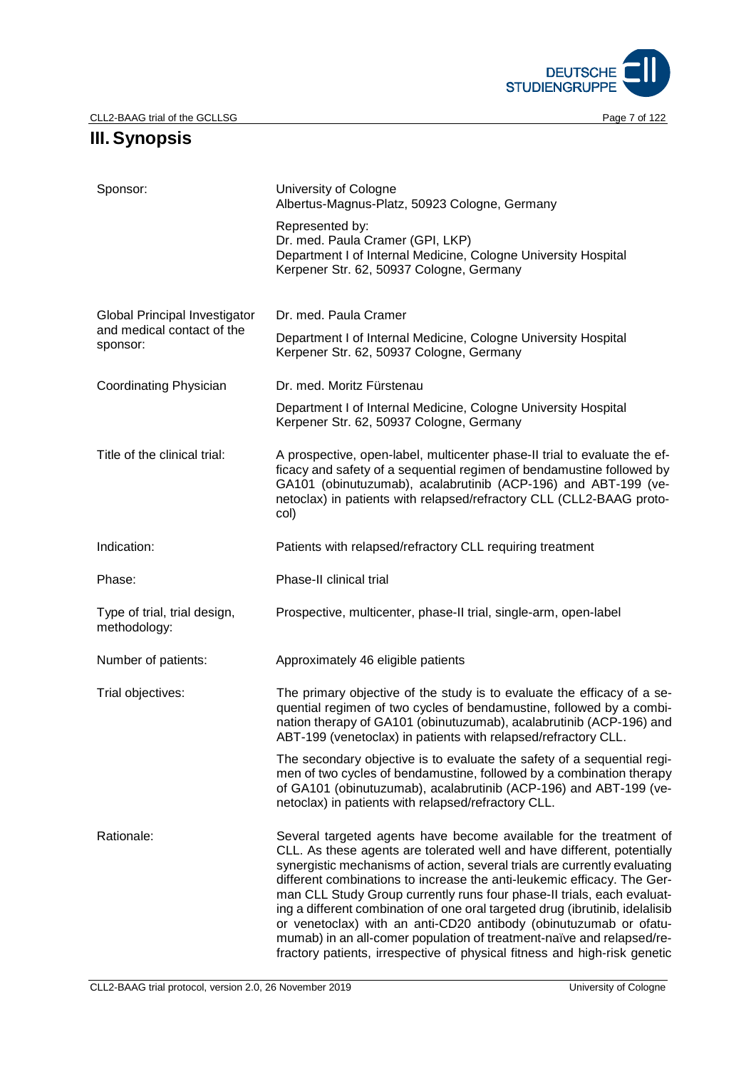# III. Synopsis

| | |
|---|---|
| Sponsor: | University of Cologne<br>Albertus-Magnus-Platz, 50923 Cologne, Germany<br><br>Represented by:<br>Dr. med. Paula Cramer (GPI, LKP)<br>Department I of Internal Medicine, Cologne University Hospital<br>Kerpener Str. 62, 50937 Cologne, Germany |
| Global Principal Investigator and medical contact of the sponsor: | Dr. med. Paula Cramer<br><br>Department I of Internal Medicine, Cologne University Hospital<br>Kerpener Str. 62, 50937 Cologne, Germany |
| Coordinating Physician | Dr. med. Moritz Fürstenau<br><br>Department I of Internal Medicine, Cologne University Hospital<br>Kerpener Str. 62, 50937 Cologne, Germany |
| Title of the clinical trial: | A prospective, open-label, multicenter phase-II trial to evaluate the efficacy and safety of a sequential regimen of bendamustine followed by GA101 (obinutuzumab), acalabrutinib (ACP-196) and ABT-199 (venetoclax) in patients with relapsed/refractory CLL (CLL2-BAAG protocol) |
| Indication: | Patients with relapsed/refractory CLL requiring treatment |
| Phase: | Phase-II clinical trial |
| Type of trial, trial design, methodology: | Prospective, multicenter, phase-II trial, single-arm, open-label |
| Number of patients: | Approximately 46 eligible patients |
| Trial objectives: | The primary objective of the study is to evaluate the efficacy of a sequential regimen of two cycles of bendamustine, followed by a combination therapy of GA101 (obinutuzumab), acalabrutinib (ACP-196) and ABT-199 (venetoclax) in patients with relapsed/refractory CLL.<br><br>The secondary objective is to evaluate the safety of a sequential regimen of two cycles of bendamustine, followed by a combination therapy of GA101 (obinutuzumab), acalabrutinib (ACP-196) and ABT-199 (venetoclax) in patients with relapsed/refractory CLL. |
| Rationale: | Several targeted agents have become available for the treatment of CLL. As these agents are tolerated well and have different, potentially synergistic mechanisms of action, several trials are currently evaluating different combinations to increase the anti-leukemic efficacy. The German CLL Study Group currently runs four phase-II trials, each evaluating a different combination of one oral targeted drug (ibrutinib, idelalisib or venetoclax) with an anti-CD20 antibody (obinutuzumab or ofatumumab) in an all-comer population of treatment-naïve and relapsed/refractory patients, irrespective of physical fitness and high-risk genetic |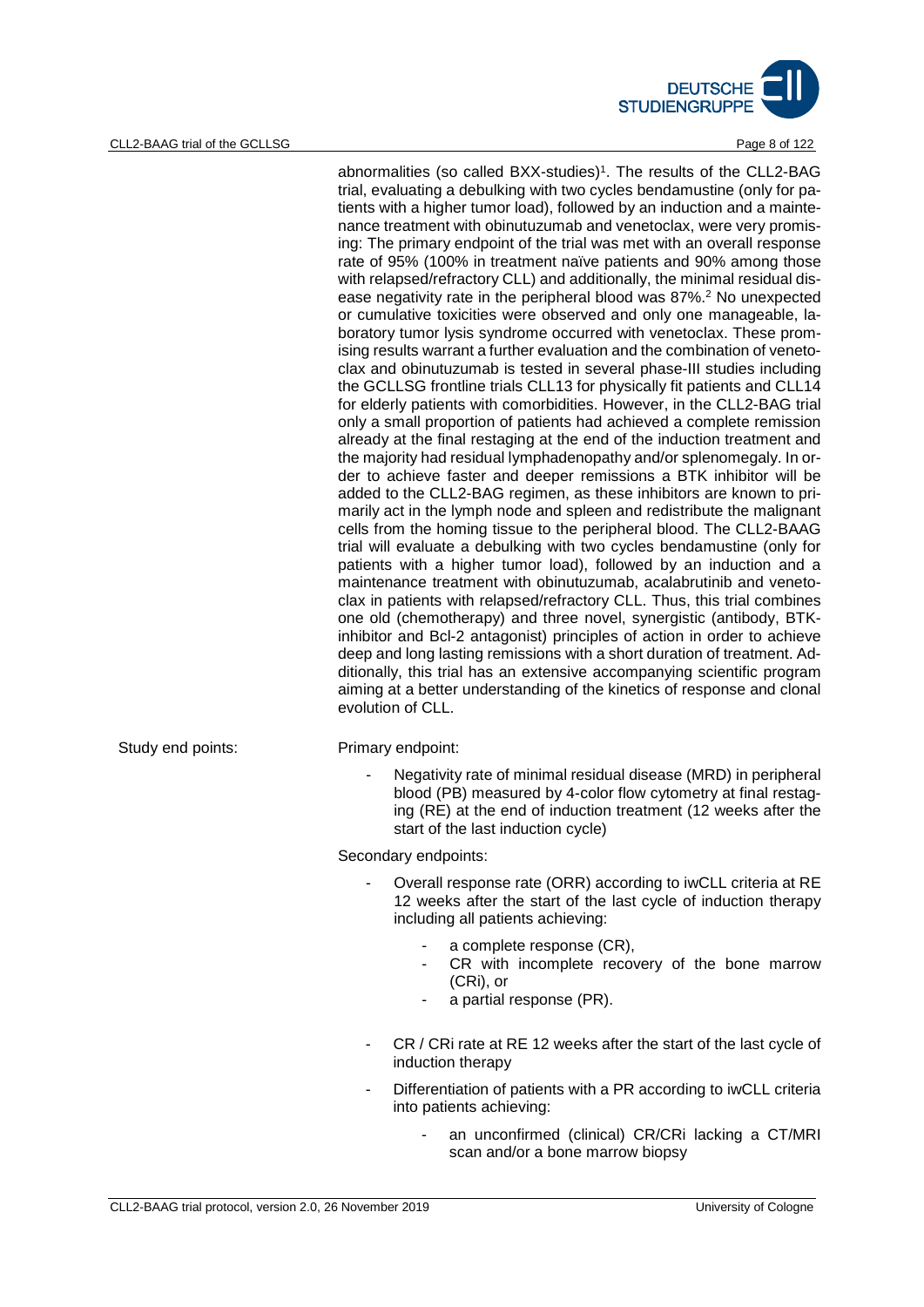abnormalities (so called BXX-studies)[1]. The results of the CLL2-BAG trial, evaluating a debulking with two cycles bendamustine (only for patients with a higher tumor load), followed by an induction and a maintenance treatment with obinutuzumab and venetoclax, were very promising: The primary endpoint of the trial was met with an overall response rate of 95% (100% in treatment naïve patients and 90% among those with relapsed/refractory CLL) and additionally, the minimal residual disease negativity rate in the peripheral blood was 87%.[2] No unexpected or cumulative toxicities were observed and only one manageable, laboratory tumor lysis syndrome occurred with venetoclax. These promising results warrant a further evaluation and the combination of venetoclax and obinutuzumab is tested in several phase-III studies including the GCLLSG frontline trials CLL13 for physically fit patients and CLL14 for elderly patients with comorbidities. However, in the CLL2-BAG trial only a small proportion of patients had achieved a complete remission already at the final restaging at the end of the induction treatment and the majority had residual lymphadenopathy and/or splenomegaly. In order to achieve faster and deeper remissions a BTK inhibitor will be added to the CLL2-BAG regimen, as these inhibitors are known to primarily act in the lymph node and spleen and redistribute the malignant cells from the homing tissue to the peripheral blood. The CLL2-BAAG trial will evaluate a debulking with two cycles bendamustine (only for patients with a higher tumor load), followed by an induction and a maintenance treatment with obinutuzumab, acalabrutinib and venetoclax in patients with relapsed/refractory CLL. Thus, this trial combines one old (chemotherapy) and three novel, synergistic (antibody, BTK-inhibitor and Bcl-2 antagonist) principles of action in order to achieve deep and long lasting remissions with a short duration of treatment. Additionally, this trial has an extensive accompanying scientific program aiming at a better understanding of the kinetics of response and clonal evolution of CLL.

Study end points:

Primary endpoint:

- Negativity rate of minimal residual disease (MRD) in peripheral blood (PB) measured by 4-color flow cytometry at final restaging (RE) at the end of induction treatment (12 weeks after the start of the last induction cycle)

Secondary endpoints:

- Overall response rate (ORR) according to iwCLL criteria at RE 12 weeks after the start of the last cycle of induction therapy including all patients achieving:
    - a complete response (CR),
    - CR with incomplete recovery of the bone marrow (CRi), or
    - a partial response (PR).
- CR / CRi rate at RE 12 weeks after the start of the last cycle of induction therapy
- Differentiation of patients with a PR according to iwCLL criteria into patients achieving:
    - an unconfirmed (clinical) CR/CRi lacking a CT/MRI scan and/or a bone marrow biopsy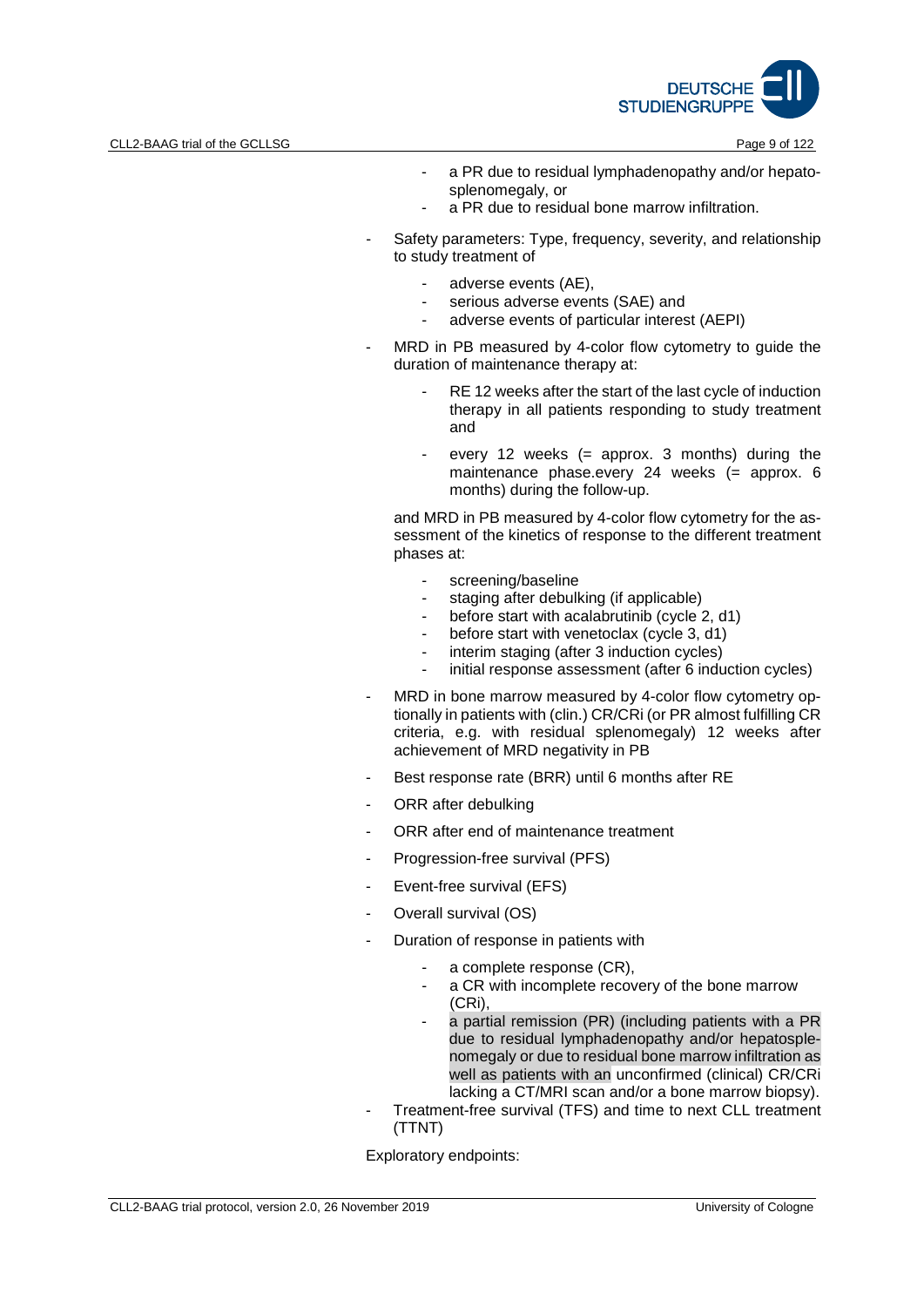- a PR due to residual lymphadenopathy and/or hepato-splenomegaly, or
  - a PR due to residual bone marrow infiltration.

- Safety parameters: Type, frequency, severity, and relationship to study treatment of
  - adverse events (AE),
  - serious adverse events (SAE) and
  - adverse events of particular interest (AEPI)

- MRD in PB measured by 4-color flow cytometry to guide the duration of maintenance therapy at:
  - RE 12 weeks after the start of the last cycle of induction therapy in all patients responding to study treatment and
  - every 12 weeks (= approx. 3 months) during the maintenance phase.every 24 weeks (= approx. 6 months) during the follow-up.

  and MRD in PB measured by 4-color flow cytometry for the assessment of the kinetics of response to the different treatment phases at:
  - screening/baseline
  - staging after debulking (if applicable)
  - before start with acalabrutinib (cycle 2, d1)
  - before start with venetoclax (cycle 3, d1)
  - interim staging (after 3 induction cycles)
  - initial response assessment (after 6 induction cycles)

- MRD in bone marrow measured by 4-color flow cytometry optionally in patients with (clin.) CR/CRi (or PR almost fulfilling CR criteria, e.g. with residual splenomegaly) 12 weeks after achievement of MRD negativity in PB
- Best response rate (BRR) until 6 months after RE
- ORR after debulking
- ORR after end of maintenance treatment
- Progression-free survival (PFS)
- Event-free survival (EFS)
- Overall survival (OS)
- Duration of response in patients with
  - a complete response (CR),
  - a CR with incomplete recovery of the bone marrow (CRi),
  - a partial remission (PR) (including patients with a PR due to residual lymphadenopathy and/or hepatosplenomegaly or due to residual bone marrow infiltration as well as patients with an unconfirmed (clinical) CR/CRi lacking a CT/MRI scan and/or a bone marrow biopsy).
- Treatment-free survival (TFS) and time to next CLL treatment (TTNT)

Exploratory endpoints: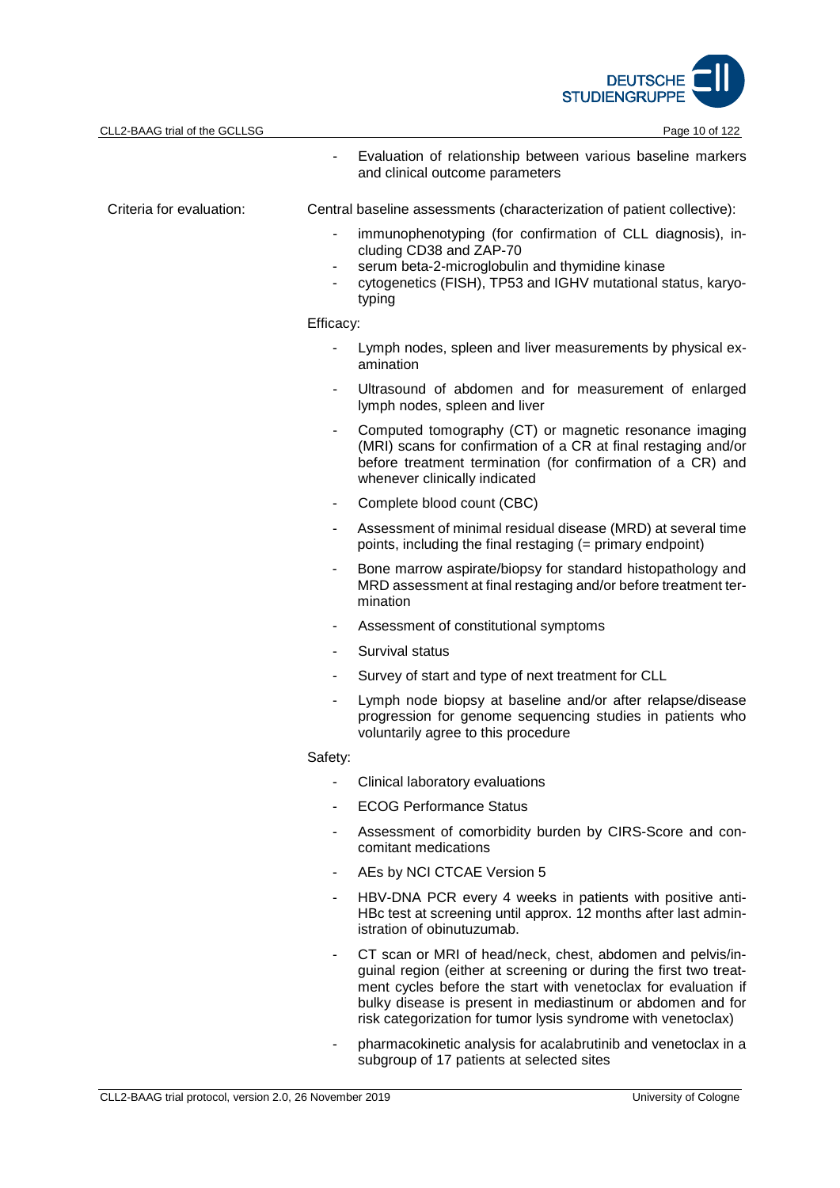- Evaluation of relationship between various baseline markers and clinical outcome parameters

Criteria for evaluation:

Central baseline assessments (characterization of patient collective):

- immunophenotyping (for confirmation of CLL diagnosis), including CD38 and ZAP-70
- serum beta-2-microglobulin and thymidine kinase
- cytogenetics (FISH), TP53 and IGHV mutational status, karyotyping

Efficacy:

- Lymph nodes, spleen and liver measurements by physical examination
- Ultrasound of abdomen and for measurement of enlarged lymph nodes, spleen and liver
- Computed tomography (CT) or magnetic resonance imaging (MRI) scans for confirmation of a CR at final restaging and/or before treatment termination (for confirmation of a CR) and whenever clinically indicated
- Complete blood count (CBC)
- Assessment of minimal residual disease (MRD) at several time points, including the final restaging (= primary endpoint)
- Bone marrow aspirate/biopsy for standard histopathology and MRD assessment at final restaging and/or before treatment termination
- Assessment of constitutional symptoms
- Survival status
- Survey of start and type of next treatment for CLL
- Lymph node biopsy at baseline and/or after relapse/disease progression for genome sequencing studies in patients who voluntarily agree to this procedure

Safety:

- Clinical laboratory evaluations
- ECOG Performance Status
- Assessment of comorbidity burden by CIRS-Score and concomitant medications
- AEs by NCI CTCAE Version 5
- HBV-DNA PCR every 4 weeks in patients with positive anti-HBc test at screening until approx. 12 months after last administration of obinutuzumab.
- CT scan or MRI of head/neck, chest, abdomen and pelvis/inguinal region (either at screening or during the first two treatment cycles before the start with venetoclax for evaluation if bulky disease is present in mediastinum or abdomen and for risk categorization for tumor lysis syndrome with venetoclax)
- pharmacokinetic analysis for acalabrutinib and venetoclax in a subgroup of 17 patients at selected sites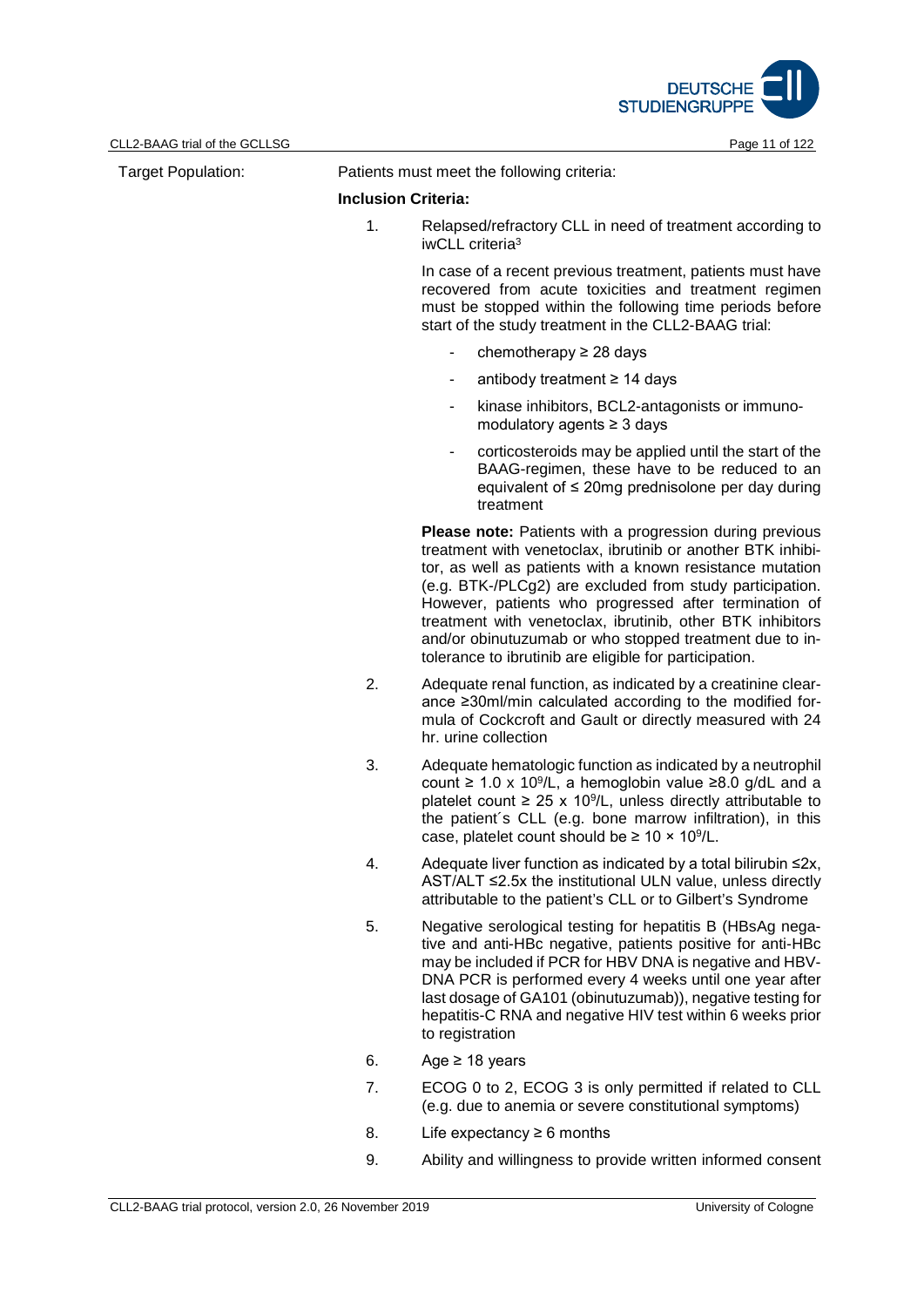Target Population: Patients must meet the following criteria:

**Inclusion Criteria:**

1. Relapsed/refractory CLL in need of treatment according to iwCLL criteria[3]

   In case of a recent previous treatment, patients must have recovered from acute toxicities and treatment regimen must be stopped within the following time periods before start of the study treatment in the CLL2-BAAG trial:

   - chemotherapy ≥ 28 days
   - antibody treatment ≥ 14 days
   - kinase inhibitors, BCL2-antagonists or immunomodulatory agents ≥ 3 days
   - corticosteroids may be applied until the start of the BAAG-regimen, these have to be reduced to an equivalent of ≤ 20mg prednisolone per day during treatment

   **Please note:** Patients with a progression during previous treatment with venetoclax, ibrutinib or another BTK inhibitor, as well as patients with a known resistance mutation (e.g. BTK-/PLCg2) are excluded from study participation. However, patients who progressed after termination of treatment with venetoclax, ibrutinib, other BTK inhibitors and/or obinutuzumab or who stopped treatment due to intolerance to ibrutinib are eligible for participation.

2. Adequate renal function, as indicated by a creatinine clearance ≥30ml/min calculated according to the modified formula of Cockcroft and Gault or directly measured with 24 hr. urine collection

3. Adequate hematologic function as indicated by a neutrophil count ≥ 1.0 x $10^9$/L, a hemoglobin value ≥8.0 g/dL and a platelet count ≥ 25 x $10^9$/L, unless directly attributable to the patient´s CLL (e.g. bone marrow infiltration), in this case, platelet count should be ≥ 10 × $10^9$/L.

4. Adequate liver function as indicated by a total bilirubin ≤2x, AST/ALT ≤2.5x the institutional ULN value, unless directly attributable to the patient's CLL or to Gilbert's Syndrome

5. Negative serological testing for hepatitis B (HBsAg negative and anti-HBc negative, patients positive for anti-HBc may be included if PCR for HBV DNA is negative and HBV-DNA PCR is performed every 4 weeks until one year after last dosage of GA101 (obinutuzumab)), negative testing for hepatitis-C RNA and negative HIV test within 6 weeks prior to registration

6. Age ≥ 18 years

7. ECOG 0 to 2, ECOG 3 is only permitted if related to CLL (e.g. due to anemia or severe constitutional symptoms)

8. Life expectancy ≥ 6 months

9. Ability and willingness to provide written informed consent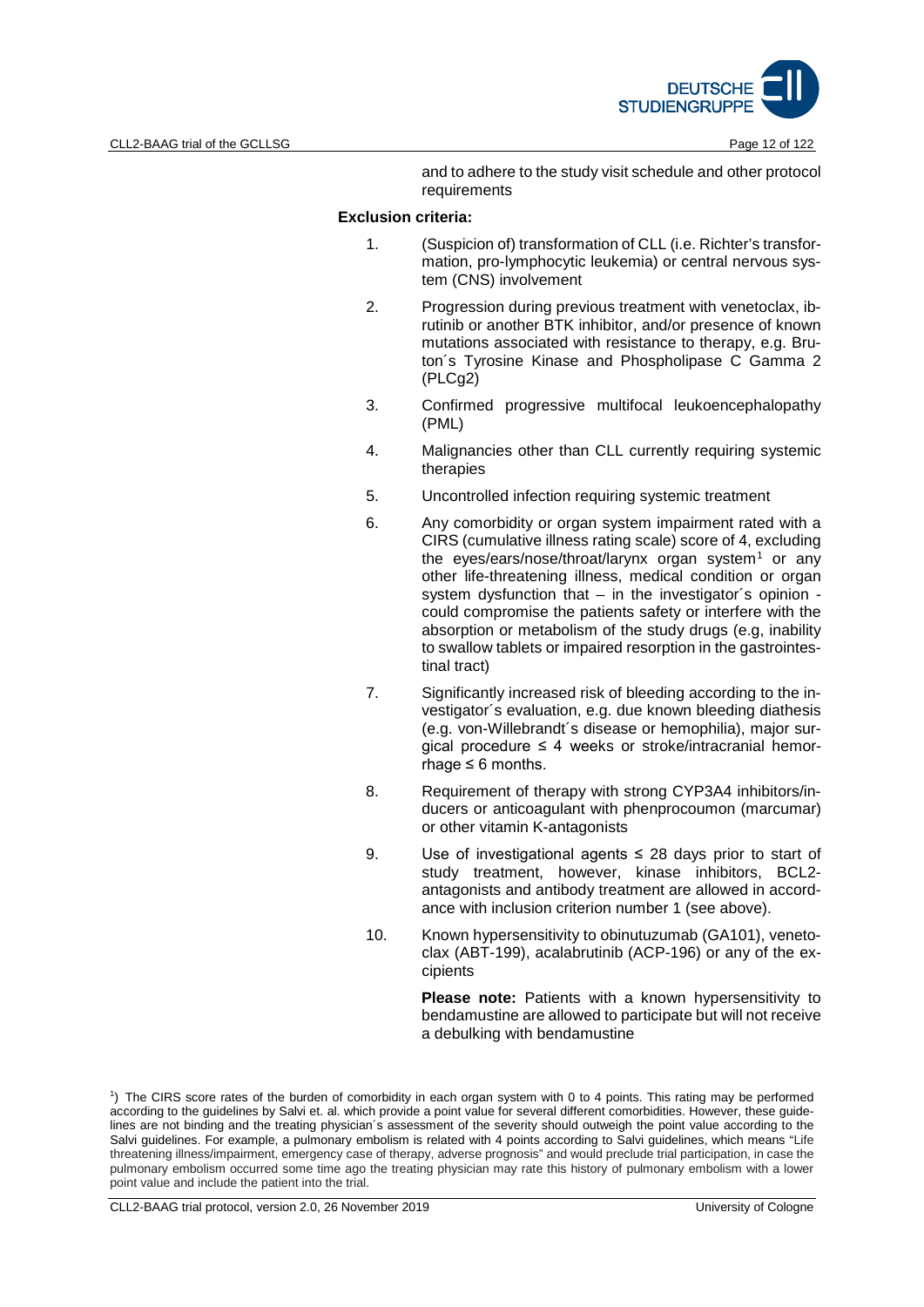and to adhere to the study visit schedule and other protocol requirements

**Exclusion criteria:**

1. (Suspicion of) transformation of CLL (i.e. Richter's transformation, pro-lymphocytic leukemia) or central nervous system (CNS) involvement
2. Progression during previous treatment with venetoclax, ibrutinib or another BTK inhibitor, and/or presence of known mutations associated with resistance to therapy, e.g. Bruton´s Tyrosine Kinase and Phospholipase C Gamma 2 (PLCg2)
3. Confirmed progressive multifocal leukoencephalopathy (PML)
4. Malignancies other than CLL currently requiring systemic therapies
5. Uncontrolled infection requiring systemic treatment
6. Any comorbidity or organ system impairment rated with a CIRS (cumulative illness rating scale) score of 4, excluding the eyes/ears/nose/throat/larynx organ system[1] or any other life-threatening illness, medical condition or organ system dysfunction that – in the investigator´s opinion - could compromise the patients safety or interfere with the absorption or metabolism of the study drugs (e.g, inability to swallow tablets or impaired resorption in the gastrointestinal tract)
7. Significantly increased risk of bleeding according to the investigator´s evaluation, e.g. due known bleeding diathesis (e.g. von-Willebrandt´s disease or hemophilia), major surgical procedure ≤ 4 weeks or stroke/intracranial hemorrhage ≤ 6 months.
8. Requirement of therapy with strong CYP3A4 inhibitors/inducers or anticoagulant with phenprocoumon (marcumar) or other vitamin K-antagonists
9. Use of investigational agents ≤ 28 days prior to start of study treatment, however, kinase inhibitors, BCL2-antagonists and antibody treatment are allowed in accordance with inclusion criterion number 1 (see above).
10. Known hypersensitivity to obinutuzumab (GA101), venetoclax (ABT-199), acalabrutinib (ACP-196) or any of the excipients

    **Please note:** Patients with a known hypersensitivity to bendamustine are allowed to participate but will not receive a debulking with bendamustine

[1]) The CIRS score rates of the burden of comorbidity in each organ system with 0 to 4 points. This rating may be performed according to the guidelines by Salvi et. al. which provide a point value for several different comorbidities. However, these guidelines are not binding and the treating physician´s assessment of the severity should outweigh the point value according to the Salvi guidelines. For example, a pulmonary embolism is related with 4 points according to Salvi guidelines, which means "Life threatening illness/impairment, emergency case of therapy, adverse prognosis" and would preclude trial participation, in case the pulmonary embolism occurred some time ago the treating physician may rate this history of pulmonary embolism with a lower point value and include the patient into the trial.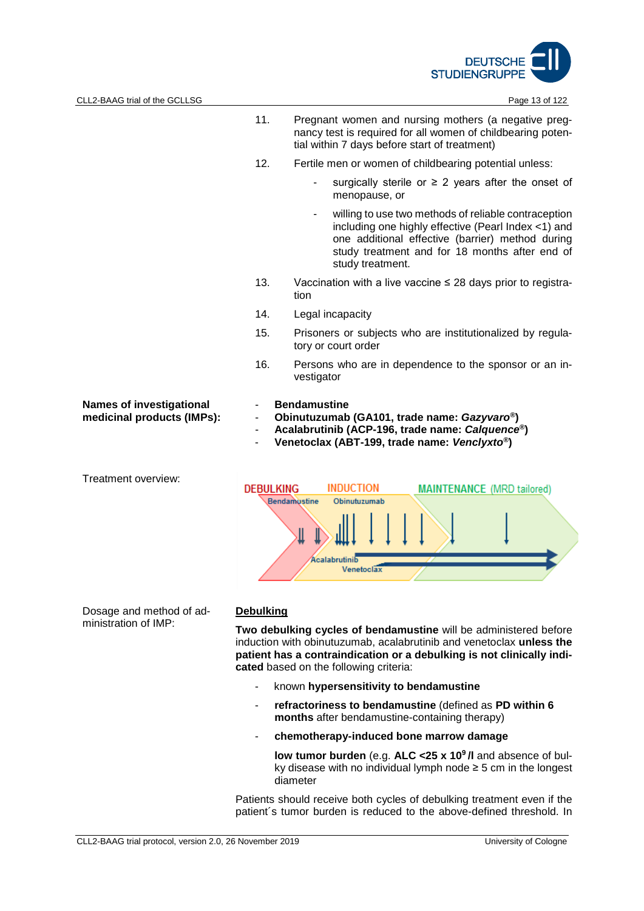11. Pregnant women and nursing mothers (a negative pregnancy test is required for all women of childbearing potential within 7 days before start of treatment)

12. Fertile men or women of childbearing potential unless:
    - surgically sterile or ≥ 2 years after the onset of menopause, or
    - willing to use two methods of reliable contraception including one highly effective (Pearl Index <1) and one additional effective (barrier) method during study treatment and for 18 months after end of study treatment.

13. Vaccination with a live vaccine ≤ 28 days prior to registration

14. Legal incapacity

15. Prisoners or subjects who are institutionalized by regulatory or court order

16. Persons who are in dependence to the sponsor or an investigator

**Names of investigational medicinal products (IMPs):**

- **Bendamustine**
- **Obinutuzumab (GA101, trade name: *Gazyvaro*®)**
- **Acalabrutinib (ACP-196, trade name: *Calquence*®)**
- **Venetoclax (ABT-199, trade name: *Venclyxto*®)**

Treatment overview:

DEBULKING: Bendamustine — INDUCTION: Obinutuzumab, Acalabrutinib, Venetoclax — MAINTENANCE (MRD tailored)

Dosage and method of administration of IMP:

**Debulking**

**Two debulking cycles of bendamustine** will be administered before induction with obinutuzumab, acalabrutinib and venetoclax **unless the patient has a contraindication or a debulking is not clinically indicated** based on the following criteria:

- known **hypersensitivity to bendamustine**
- **refractoriness to bendamustine** (defined as **PD within 6 months** after bendamustine-containing therapy)
- **chemotherapy-induced bone marrow damage**

  **low tumor burden** (e.g. **ALC <25 x $10^9$/l** and absence of bulky disease with no individual lymph node ≥ 5 cm in the longest diameter

Patients should receive both cycles of debulking treatment even if the patient´s tumor burden is reduced to the above-defined threshold. In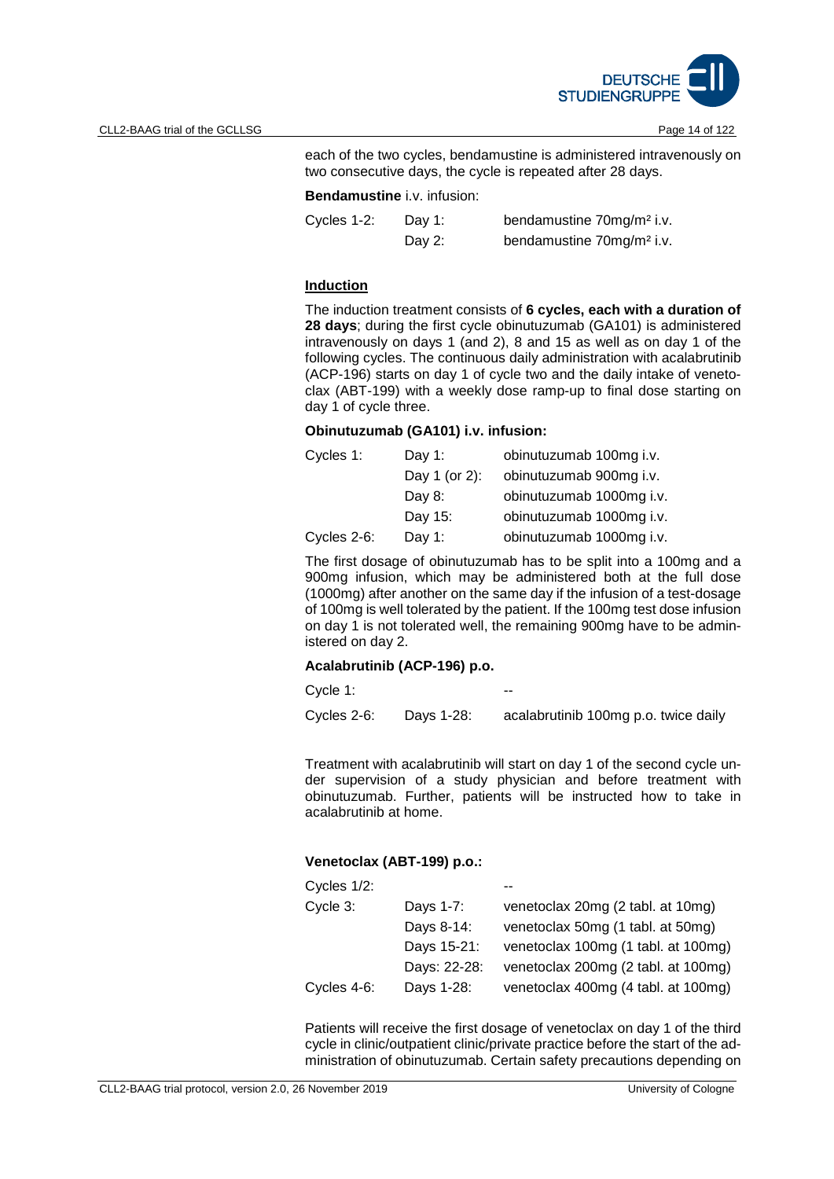each of the two cycles, bendamustine is administered intravenously on two consecutive days, the cycle is repeated after 28 days.

**Bendamustine** i.v. infusion:

| | | |
|---|---|---|
| Cycles 1-2: | Day 1: | bendamustine 70mg/m² i.v. |
| | Day 2: | bendamustine 70mg/m² i.v. |

**Induction**

The induction treatment consists of **6 cycles, each with a duration of 28 days**; during the first cycle obinutuzumab (GA101) is administered intravenously on days 1 (and 2), 8 and 15 as well as on day 1 of the following cycles. The continuous daily administration with acalabrutinib (ACP-196) starts on day 1 of cycle two and the daily intake of venetoclax (ABT-199) with a weekly dose ramp-up to final dose starting on day 1 of cycle three.

**Obinutuzumab (GA101) i.v. infusion:**

| | | |
|---|---|---|
| Cycles 1: | Day 1: | obinutuzumab 100mg i.v. |
| | Day 1 (or 2): | obinutuzumab 900mg i.v. |
| | Day 8: | obinutuzumab 1000mg i.v. |
| | Day 15: | obinutuzumab 1000mg i.v. |
| Cycles 2-6: | Day 1: | obinutuzumab 1000mg i.v. |

The first dosage of obinutuzumab has to be split into a 100mg and a 900mg infusion, which may be administered both at the full dose (1000mg) after another on the same day if the infusion of a test-dosage of 100mg is well tolerated by the patient. If the 100mg test dose infusion on day 1 is not tolerated well, the remaining 900mg have to be administered on day 2.

**Acalabrutinib (ACP-196) p.o.**

| | | |
|---|---|---|
| Cycle 1: | | -- |
| Cycles 2-6: | Days 1-28: | acalabrutinib 100mg p.o. twice daily |

Treatment with acalabrutinib will start on day 1 of the second cycle under supervision of a study physician and before treatment with obinutuzumab. Further, patients will be instructed how to take in acalabrutinib at home.

**Venetoclax (ABT-199) p.o.:**

| | | |
|---|---|---|
| Cycles 1/2: | | -- |
| Cycle 3: | Days 1-7: | venetoclax 20mg (2 tabl. at 10mg) |
| | Days 8-14: | venetoclax 50mg (1 tabl. at 50mg) |
| | Days 15-21: | venetoclax 100mg (1 tabl. at 100mg) |
| | Days: 22-28: | venetoclax 200mg (2 tabl. at 100mg) |
| Cycles 4-6: | Days 1-28: | venetoclax 400mg (4 tabl. at 100mg) |

Patients will receive the first dosage of venetoclax on day 1 of the third cycle in clinic/outpatient clinic/private practice before the start of the administration of obinutuzumab. Certain safety precautions depending on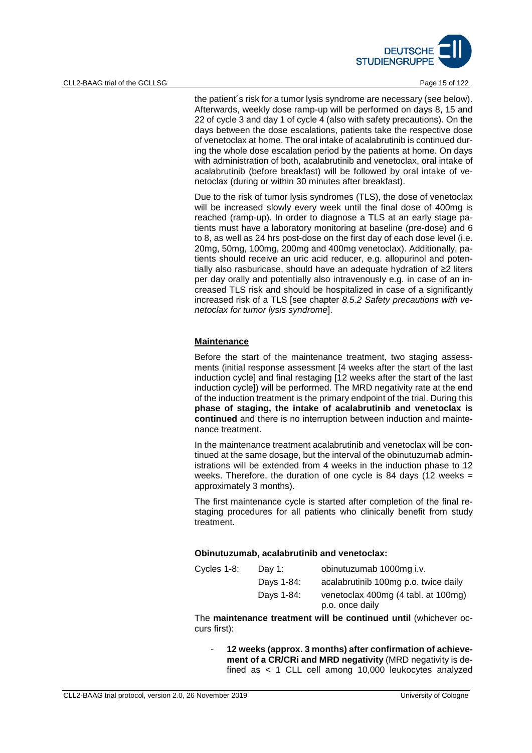the patient´s risk for a tumor lysis syndrome are necessary (see below). Afterwards, weekly dose ramp-up will be performed on days 8, 15 and 22 of cycle 3 and day 1 of cycle 4 (also with safety precautions). On the days between the dose escalations, patients take the respective dose of venetoclax at home. The oral intake of acalabrutinib is continued during the whole dose escalation period by the patients at home. On days with administration of both, acalabrutinib and venetoclax, oral intake of acalabrutinib (before breakfast) will be followed by oral intake of venetoclax (during or within 30 minutes after breakfast).

Due to the risk of tumor lysis syndromes (TLS), the dose of venetoclax will be increased slowly every week until the final dose of 400mg is reached (ramp-up). In order to diagnose a TLS at an early stage patients must have a laboratory monitoring at baseline (pre-dose) and 6 to 8, as well as 24 hrs post-dose on the first day of each dose level (i.e. 20mg, 50mg, 100mg, 200mg and 400mg venetoclax). Additionally, patients should receive an uric acid reducer, e.g. allopurinol and potentially also rasburicase, should have an adequate hydration of ≥2 liters per day orally and potentially also intravenously e.g. in case of an increased TLS risk and should be hospitalized in case of a significantly increased risk of a TLS [see chapter *8.5.2 Safety precautions with venetoclax for tumor lysis syndrome*].

**Maintenance**

Before the start of the maintenance treatment, two staging assessments (initial response assessment [4 weeks after the start of the last induction cycle] and final restaging [12 weeks after the start of the last induction cycle]) will be performed. The MRD negativity rate at the end of the induction treatment is the primary endpoint of the trial. During this **phase of staging, the intake of acalabrutinib and venetoclax is continued** and there is no interruption between induction and maintenance treatment.

In the maintenance treatment acalabrutinib and venetoclax will be continued at the same dosage, but the interval of the obinutuzumab administrations will be extended from 4 weeks in the induction phase to 12 weeks. Therefore, the duration of one cycle is 84 days (12 weeks = approximately 3 months).

The first maintenance cycle is started after completion of the final restaging procedures for all patients who clinically benefit from study treatment.

**Obinutuzumab, acalabrutinib and venetoclax:**

| | | |
|---|---|---|
| Cycles 1-8: | Day 1: | obinutuzumab 1000mg i.v. |
| | Days 1-84: | acalabrutinib 100mg p.o. twice daily |
| | Days 1-84: | venetoclax 400mg (4 tabl. at 100mg) p.o. once daily |

The **maintenance treatment will be continued until** (whichever occurs first):

- **12 weeks (approx. 3 months) after confirmation of achievement of a CR/CRi and MRD negativity** (MRD negativity is defined as < 1 CLL cell among 10,000 leukocytes analyzed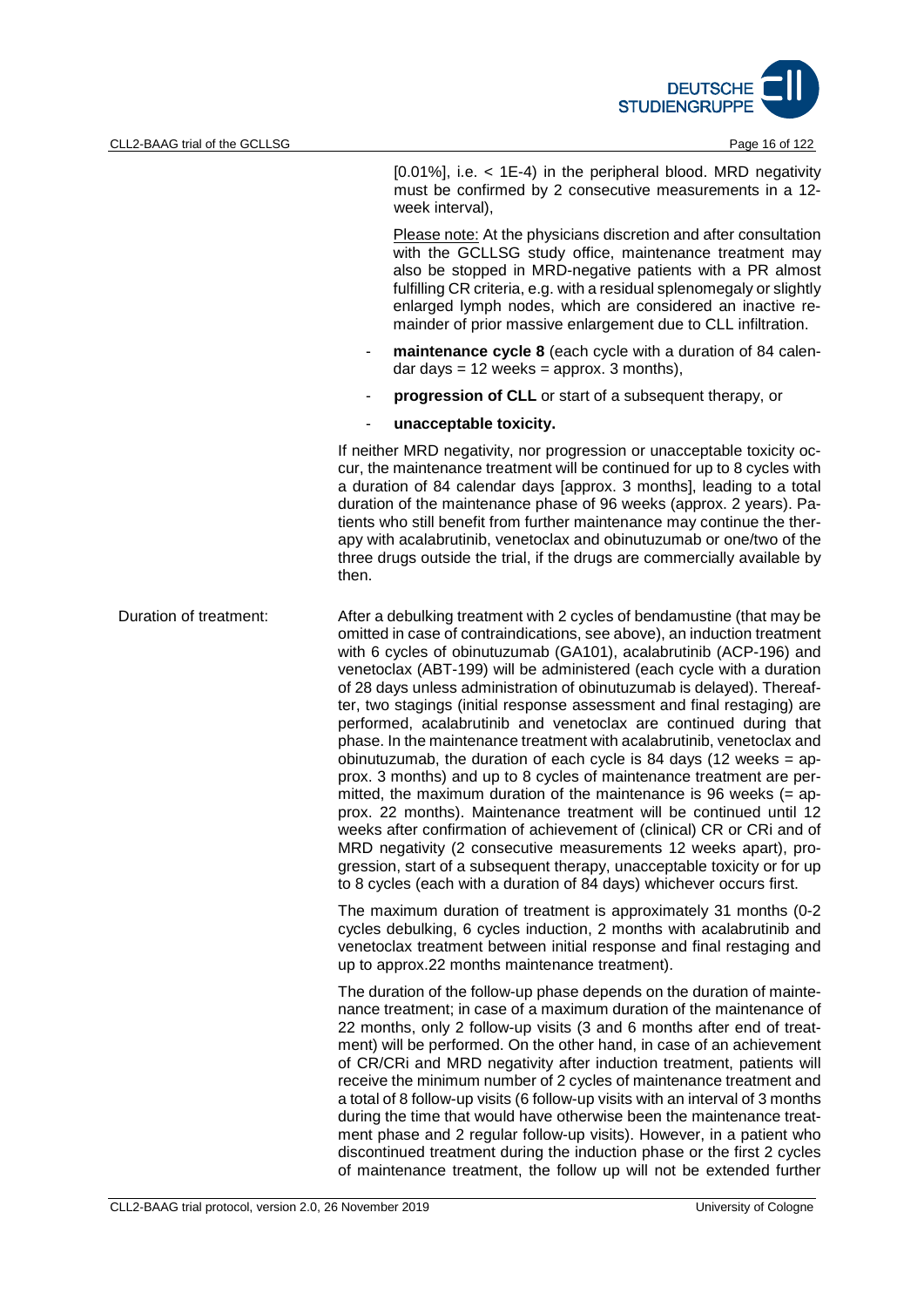[0.01%], i.e. < 1E-4) in the peripheral blood. MRD negativity must be confirmed by 2 consecutive measurements in a 12-week interval),

Please note: At the physicians discretion and after consultation with the GCLLSG study office, maintenance treatment may also be stopped in MRD-negative patients with a PR almost fulfilling CR criteria, e.g. with a residual splenomegaly or slightly enlarged lymph nodes, which are considered an inactive remainder of prior massive enlargement due to CLL infiltration.

- **maintenance cycle 8** (each cycle with a duration of 84 calendar days = 12 weeks = approx. 3 months),
- **progression of CLL** or start of a subsequent therapy, or
- **unacceptable toxicity.**

If neither MRD negativity, nor progression or unacceptable toxicity occur, the maintenance treatment will be continued for up to 8 cycles with a duration of 84 calendar days [approx. 3 months], leading to a total duration of the maintenance phase of 96 weeks (approx. 2 years). Patients who still benefit from further maintenance may continue the therapy with acalabrutinib, venetoclax and obinutuzumab or one/two of the three drugs outside the trial, if the drugs are commercially available by then.

**Duration of treatment:**

After a debulking treatment with 2 cycles of bendamustine (that may be omitted in case of contraindications, see above), an induction treatment with 6 cycles of obinutuzumab (GA101), acalabrutinib (ACP-196) and venetoclax (ABT-199) will be administered (each cycle with a duration of 28 days unless administration of obinutuzumab is delayed). Thereafter, two stagings (initial response assessment and final restaging) are performed, acalabrutinib and venetoclax are continued during that phase. In the maintenance treatment with acalabrutinib, venetoclax and obinutuzumab, the duration of each cycle is 84 days (12 weeks = approx. 3 months) and up to 8 cycles of maintenance treatment are permitted, the maximum duration of the maintenance is 96 weeks (= approx. 22 months). Maintenance treatment will be continued until 12 weeks after confirmation of achievement of (clinical) CR or CRi and of MRD negativity (2 consecutive measurements 12 weeks apart), progression, start of a subsequent therapy, unacceptable toxicity or for up to 8 cycles (each with a duration of 84 days) whichever occurs first.

The maximum duration of treatment is approximately 31 months (0-2 cycles debulking, 6 cycles induction, 2 months with acalabrutinib and venetoclax treatment between initial response and final restaging and up to approx.22 months maintenance treatment).

The duration of the follow-up phase depends on the duration of maintenance treatment; in case of a maximum duration of the maintenance of 22 months, only 2 follow-up visits (3 and 6 months after end of treatment) will be performed. On the other hand, in case of an achievement of CR/CRi and MRD negativity after induction treatment, patients will receive the minimum number of 2 cycles of maintenance treatment and a total of 8 follow-up visits (6 follow-up visits with an interval of 3 months during the time that would have otherwise been the maintenance treatment phase and 2 regular follow-up visits). However, in a patient who discontinued treatment during the induction phase or the first 2 cycles of maintenance treatment, the follow up will not be extended further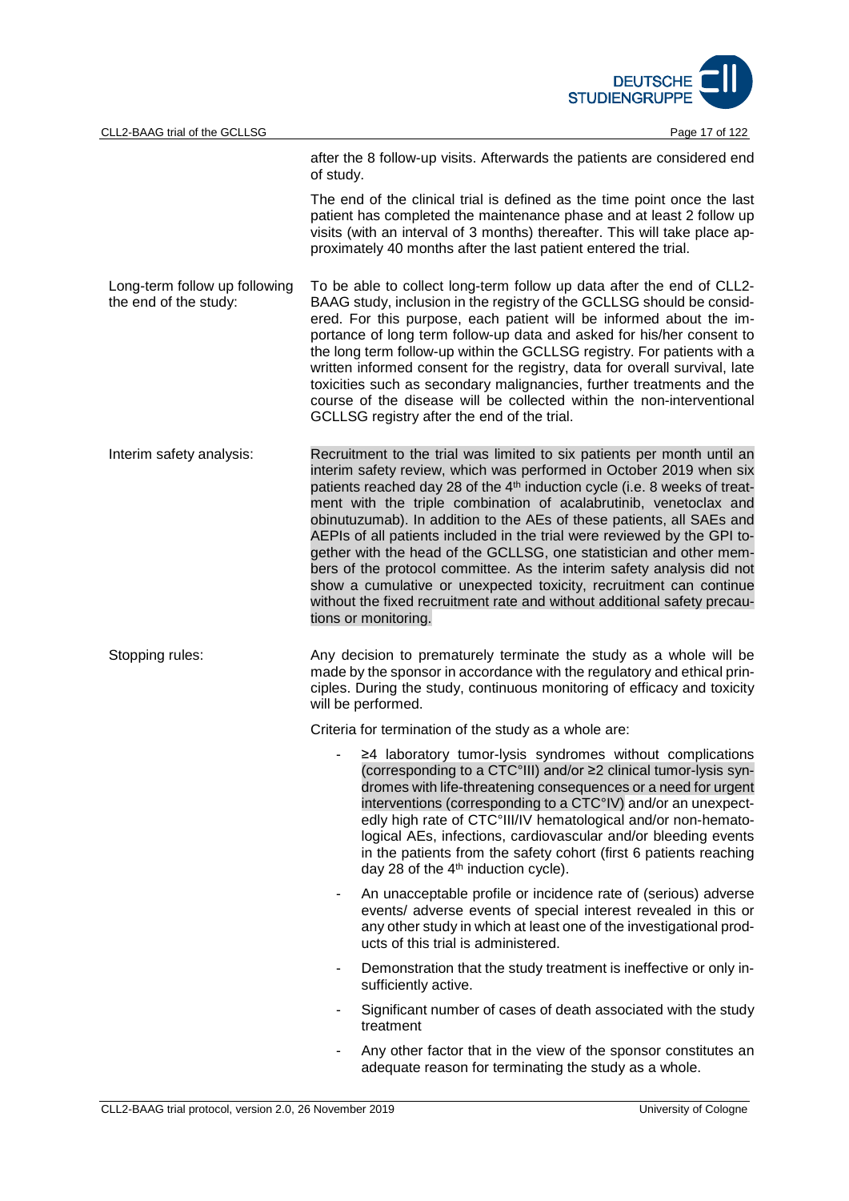after the 8 follow-up visits. Afterwards the patients are considered end of study.

The end of the clinical trial is defined as the time point once the last patient has completed the maintenance phase and at least 2 follow up visits (with an interval of 3 months) thereafter. This will take place approximately 40 months after the last patient entered the trial.

**Long-term follow up following the end of the study:**

To be able to collect long-term follow up data after the end of CLL2-BAAG study, inclusion in the registry of the GCLLSG should be considered. For this purpose, each patient will be informed about the importance of long term follow-up data and asked for his/her consent to the long term follow-up within the GCLLSG registry. For patients with a written informed consent for the registry, data for overall survival, late toxicities such as secondary malignancies, further treatments and the course of the disease will be collected within the non-interventional GCLLSG registry after the end of the trial.

**Interim safety analysis:**

Recruitment to the trial was limited to six patients per month until an interim safety review, which was performed in October 2019 when six patients reached day 28 of the 4th induction cycle (i.e. 8 weeks of treatment with the triple combination of acalabrutinib, venetoclax and obinutuzumab). In addition to the AEs of these patients, all SAEs and AEPIs of all patients included in the trial were reviewed by the GPI together with the head of the GCLLSG, one statistician and other members of the protocol committee. As the interim safety analysis did not show a cumulative or unexpected toxicity, recruitment can continue without the fixed recruitment rate and without additional safety precautions or monitoring.

**Stopping rules:**

Any decision to prematurely terminate the study as a whole will be made by the sponsor in accordance with the regulatory and ethical principles. During the study, continuous monitoring of efficacy and toxicity will be performed.

Criteria for termination of the study as a whole are:

- ≥4 laboratory tumor-lysis syndromes without complications (corresponding to a CTC°III) and/or ≥2 clinical tumor-lysis syndromes with life-threatening consequences or a need for urgent interventions (corresponding to a CTC°IV) and/or an unexpectedly high rate of CTC°III/IV hematological and/or non-hematological AEs, infections, cardiovascular and/or bleeding events in the patients from the safety cohort (first 6 patients reaching day 28 of the 4th induction cycle).
- An unacceptable profile or incidence rate of (serious) adverse events/ adverse events of special interest revealed in this or any other study in which at least one of the investigational products of this trial is administered.
- Demonstration that the study treatment is ineffective or only insufficiently active.
- Significant number of cases of death associated with the study treatment
- Any other factor that in the view of the sponsor constitutes an adequate reason for terminating the study as a whole.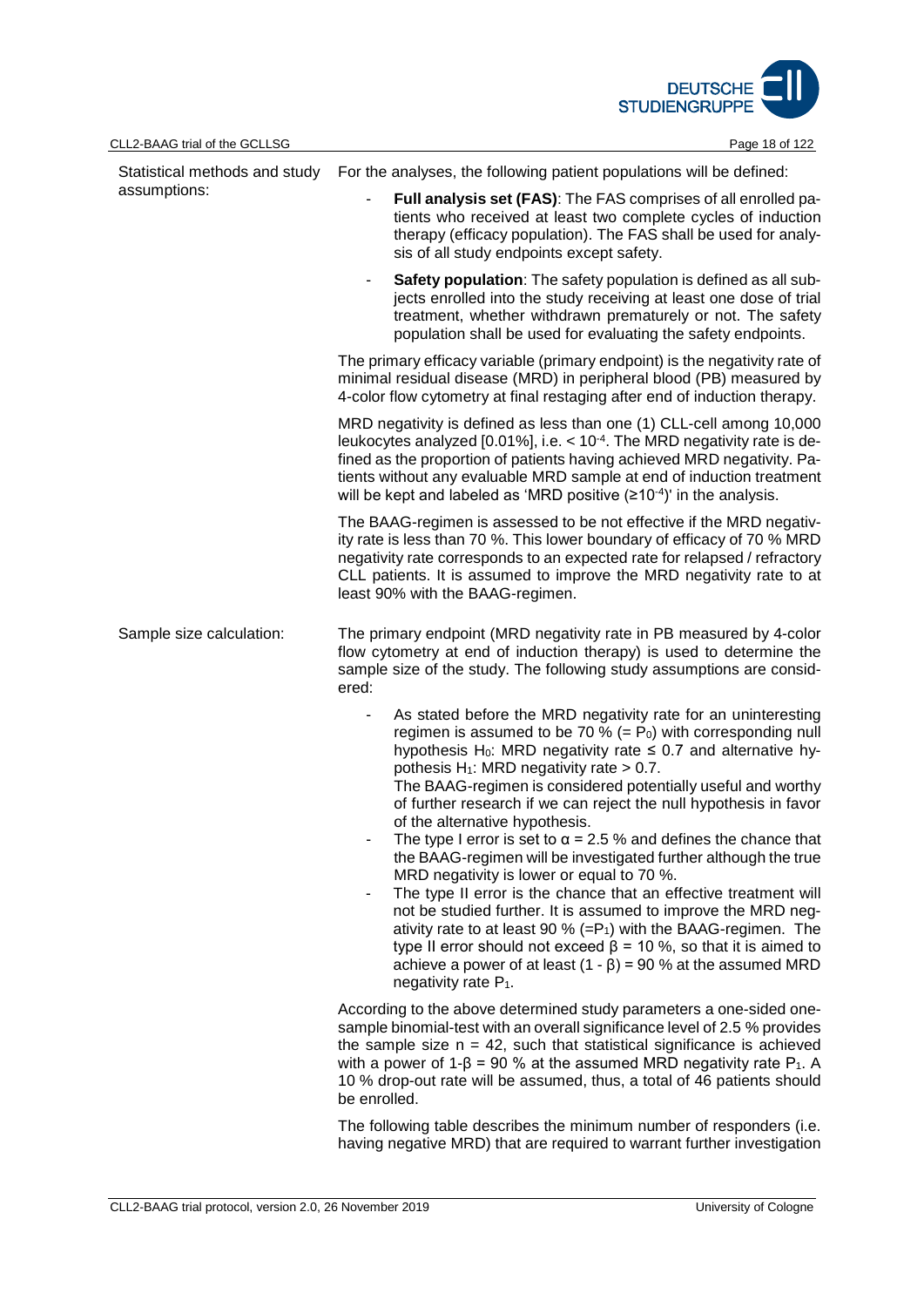Statistical methods and study assumptions:

For the analyses, the following patient populations will be defined:

- **Full analysis set (FAS)**: The FAS comprises of all enrolled patients who received at least two complete cycles of induction therapy (efficacy population). The FAS shall be used for analysis of all study endpoints except safety.
- **Safety population**: The safety population is defined as all subjects enrolled into the study receiving at least one dose of trial treatment, whether withdrawn prematurely or not. The safety population shall be used for evaluating the safety endpoints.

The primary efficacy variable (primary endpoint) is the negativity rate of minimal residual disease (MRD) in peripheral blood (PB) measured by 4-color flow cytometry at final restaging after end of induction therapy.

MRD negativity is defined as less than one (1) CLL-cell among 10,000 leukocytes analyzed [0.01%], i.e. $< 10^{-4}$. The MRD negativity rate is defined as the proportion of patients having achieved MRD negativity. Patients without any evaluable MRD sample at end of induction treatment will be kept and labeled as 'MRD positive ($\geq 10^{-4}$)' in the analysis.

The BAAG-regimen is assessed to be not effective if the MRD negativity rate is less than 70 %. This lower boundary of efficacy of 70 % MRD negativity rate corresponds to an expected rate for relapsed / refractory CLL patients. It is assumed to improve the MRD negativity rate to at least 90% with the BAAG-regimen.

Sample size calculation:

The primary endpoint (MRD negativity rate in PB measured by 4-color flow cytometry at end of induction therapy) is used to determine the sample size of the study. The following study assumptions are considered:

- As stated before the MRD negativity rate for an uninteresting regimen is assumed to be 70 % ($= P_0$) with corresponding null hypothesis $H_0$: MRD negativity rate $\leq 0.7$ and alternative hypothesis $H_1$: MRD negativity rate $> 0.7$.
  The BAAG-regimen is considered potentially useful and worthy of further research if we can reject the null hypothesis in favor of the alternative hypothesis.
- The type I error is set to $\alpha = 2.5$ % and defines the chance that the BAAG-regimen will be investigated further although the true MRD negativity is lower or equal to 70 %.
- The type II error is the chance that an effective treatment will not be studied further. It is assumed to improve the MRD negativity rate to at least 90 % ($=P_1$) with the BAAG-regimen. The type II error should not exceed $\beta = 10$ %, so that it is aimed to achieve a power of at least $(1 - \beta) = 90$ % at the assumed MRD negativity rate $P_1$.

According to the above determined study parameters a one-sided one-sample binomial-test with an overall significance level of 2.5 % provides the sample size $n = 42$, such that statistical significance is achieved with a power of $1\text{-}\beta = 90$ % at the assumed MRD negativity rate $P_1$. A 10 % drop-out rate will be assumed, thus, a total of 46 patients should be enrolled.

The following table describes the minimum number of responders (i.e. having negative MRD) that are required to warrant further investigation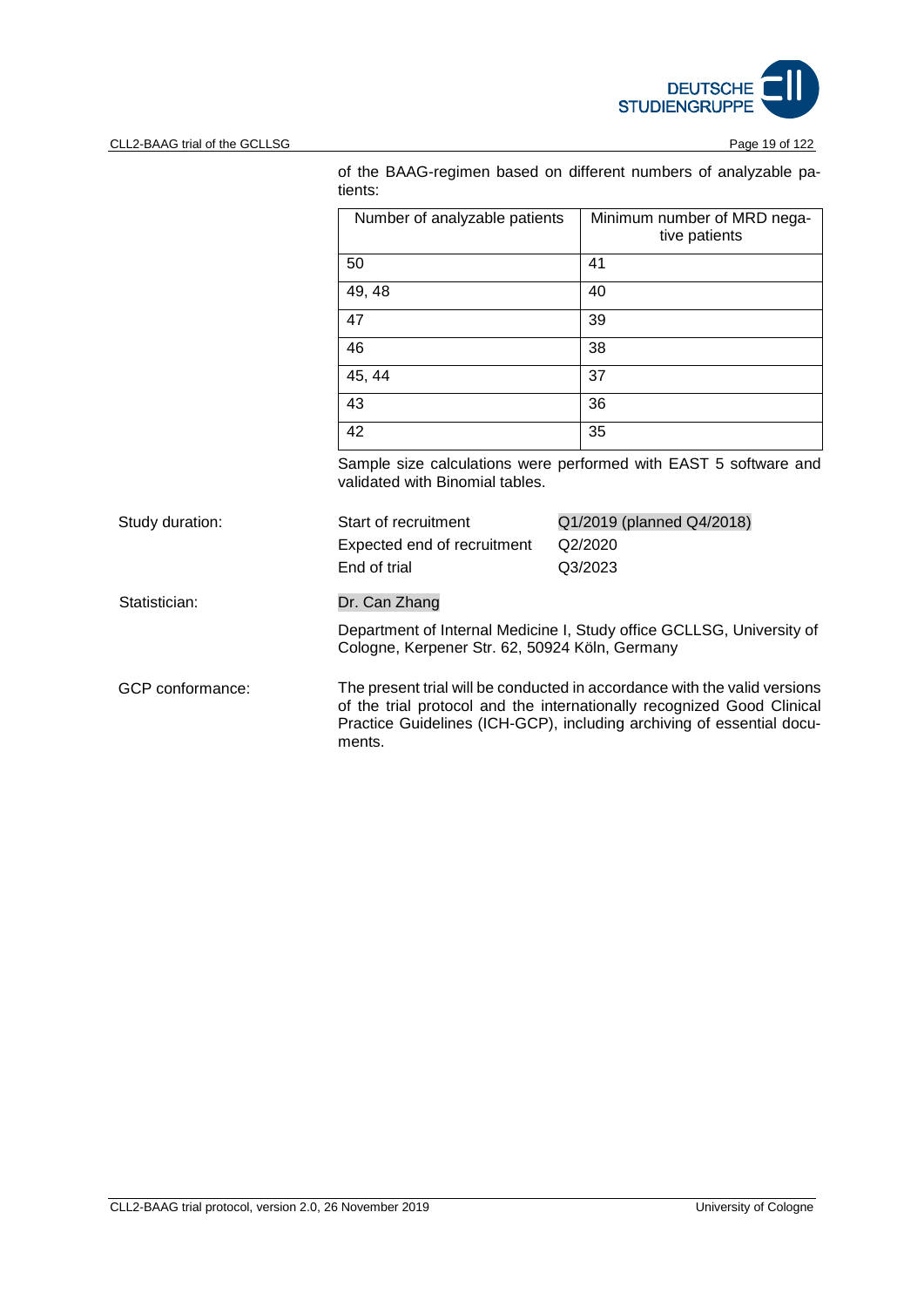of the BAAG-regimen based on different numbers of analyzable patients:

| Number of analyzable patients | Minimum number of MRD negative patients |
|---|---|
| 50 | 41 |
| 49, 48 | 40 |
| 47 | 39 |
| 46 | 38 |
| 45, 44 | 37 |
| 43 | 36 |
| 42 | 35 |

Sample size calculations were performed with EAST 5 software and validated with Binomial tables.

**Study duration:**

| | |
|---|---|
| Start of recruitment | Q1/2019 (planned Q4/2018) |
| Expected end of recruitment | Q2/2020 |
| End of trial | Q3/2023 |

**Statistician:**

Dr. Can Zhang

Department of Internal Medicine I, Study office GCLLSG, University of Cologne, Kerpener Str. 62, 50924 Köln, Germany

**GCP conformance:**

The present trial will be conducted in accordance with the valid versions of the trial protocol and the internationally recognized Good Clinical Practice Guidelines (ICH-GCP), including archiving of essential documents.